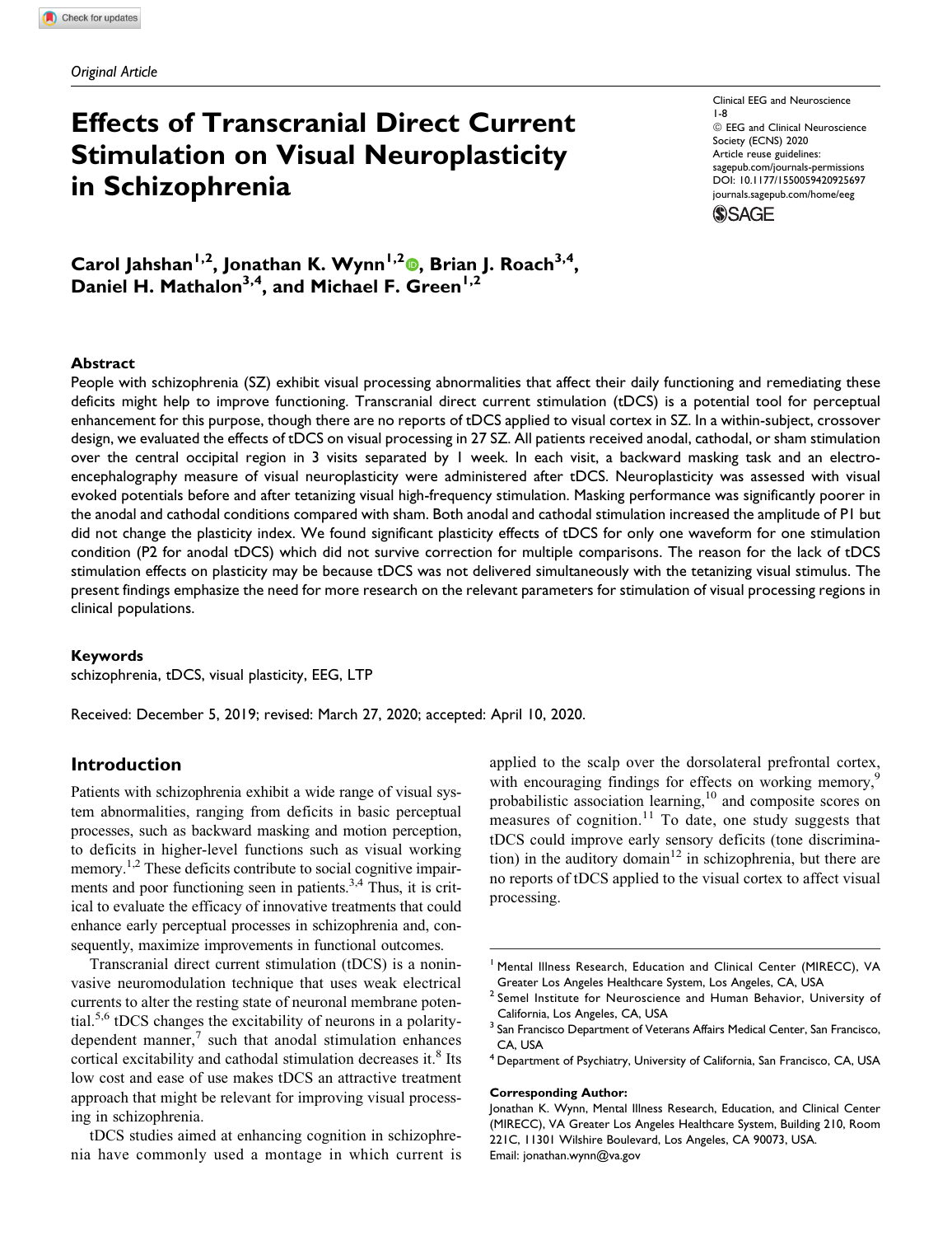*Original Article*

# Effects of Transcranial Direct Current Stimulation on Visual Neuroplasticity in Schizophrenia

Clinical EEG and Neuroscience
1-8
© EEG and Clinical Neuroscience Society (ECNS) 2020
Article reuse guidelines: sagepub.com/journals-permissions
DOI: 10.1177/1550059420925697
journals.sagepub.com/home/eeg

**Carol Jahshan[1,2], Jonathan K. Wynn[1,2], Brian J. Roach[3,4], Daniel H. Mathalon[3,4], and Michael F. Green[1,2]**

## Abstract

People with schizophrenia (SZ) exhibit visual processing abnormalities that affect their daily functioning and remediating these deficits might help to improve functioning. Transcranial direct current stimulation (tDCS) is a potential tool for perceptual enhancement for this purpose, though there are no reports of tDCS applied to visual cortex in SZ. In a within-subject, crossover design, we evaluated the effects of tDCS on visual processing in 27 SZ. All patients received anodal, cathodal, or sham stimulation over the central occipital region in 3 visits separated by 1 week. In each visit, a backward masking task and an electroencephalography measure of visual neuroplasticity were administered after tDCS. Neuroplasticity was assessed with visual evoked potentials before and after tetanizing visual high-frequency stimulation. Masking performance was significantly poorer in the anodal and cathodal conditions compared with sham. Both anodal and cathodal stimulation increased the amplitude of P1 but did not change the plasticity index. We found significant plasticity effects of tDCS for only one waveform for one stimulation condition (P2 for anodal tDCS) which did not survive correction for multiple comparisons. The reason for the lack of tDCS stimulation effects on plasticity may be because tDCS was not delivered simultaneously with the tetanizing visual stimulus. The present findings emphasize the need for more research on the relevant parameters for stimulation of visual processing regions in clinical populations.

### Keywords

schizophrenia, tDCS, visual plasticity, EEG, LTP

Received: December 5, 2019; revised: March 27, 2020; accepted: April 10, 2020.

## Introduction

Patients with schizophrenia exhibit a wide range of visual system abnormalities, ranging from deficits in basic perceptual processes, such as backward masking and motion perception, to deficits in higher-level functions such as visual working memory.[1,2] These deficits contribute to social cognitive impairments and poor functioning seen in patients.[3,4] Thus, it is critical to evaluate the efficacy of innovative treatments that could enhance early perceptual processes in schizophrenia and, consequently, maximize improvements in functional outcomes.

Transcranial direct current stimulation (tDCS) is a noninvasive neuromodulation technique that uses weak electrical currents to alter the resting state of neuronal membrane potential.[5,6] tDCS changes the excitability of neurons in a polarity-dependent manner,[7] such that anodal stimulation enhances cortical excitability and cathodal stimulation decreases it.[8] Its low cost and ease of use makes tDCS an attractive treatment approach that might be relevant for improving visual processing in schizophrenia.

tDCS studies aimed at enhancing cognition in schizophrenia have commonly used a montage in which current is applied to the scalp over the dorsolateral prefrontal cortex, with encouraging findings for effects on working memory,[9] probabilistic association learning,[10] and composite scores on measures of cognition.[11] To date, one study suggests that tDCS could improve early sensory deficits (tone discrimination) in the auditory domain[12] in schizophrenia, but there are no reports of tDCS applied to the visual cortex to affect visual processing.

[1] Mental Illness Research, Education and Clinical Center (MIRECC), VA Greater Los Angeles Healthcare System, Los Angeles, CA, USA
[2] Semel Institute for Neuroscience and Human Behavior, University of California, Los Angeles, CA, USA
[3] San Francisco Department of Veterans Affairs Medical Center, San Francisco, CA, USA
[4] Department of Psychiatry, University of California, San Francisco, CA, USA

**Corresponding Author:**
Jonathan K. Wynn, Mental Illness Research, Education, and Clinical Center (MIRECC), VA Greater Los Angeles Healthcare System, Building 210, Room 221C, 11301 Wilshire Boulevard, Los Angeles, CA 90073, USA.
Email: jonathan.wynn@va.gov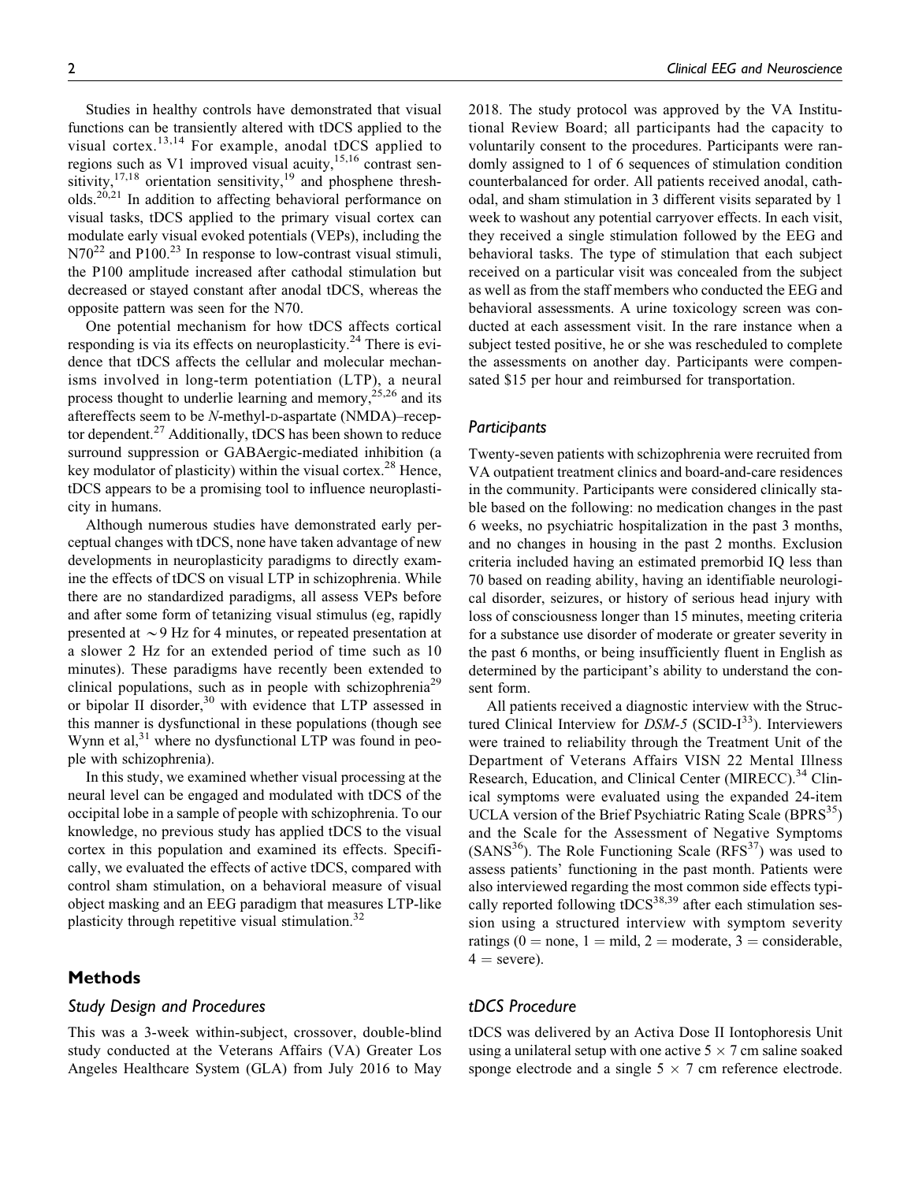Studies in healthy controls have demonstrated that visual functions can be transiently altered with tDCS applied to the visual cortex.[13,14] For example, anodal tDCS applied to regions such as V1 improved visual acuity,[15,16] contrast sensitivity,[17,18] orientation sensitivity,[19] and phosphene thresholds.[20,21] In addition to affecting behavioral performance on visual tasks, tDCS applied to the primary visual cortex can modulate early visual evoked potentials (VEPs), including the N70[22] and P100.[23] In response to low-contrast visual stimuli, the P100 amplitude increased after cathodal stimulation but decreased or stayed constant after anodal tDCS, whereas the opposite pattern was seen for the N70.

One potential mechanism for how tDCS affects cortical responding is via its effects on neuroplasticity.[24] There is evidence that tDCS affects the cellular and molecular mechanisms involved in long-term potentiation (LTP), a neural process thought to underlie learning and memory,[25,26] and its aftereffects seem to be *N*-methyl-D-aspartate (NMDA)–receptor dependent.[27] Additionally, tDCS has been shown to reduce surround suppression or GABAergic-mediated inhibition (a key modulator of plasticity) within the visual cortex.[28] Hence, tDCS appears to be a promising tool to influence neuroplasticity in humans.

Although numerous studies have demonstrated early perceptual changes with tDCS, none have taken advantage of new developments in neuroplasticity paradigms to directly examine the effects of tDCS on visual LTP in schizophrenia. While there are no standardized paradigms, all assess VEPs before and after some form of tetanizing visual stimulus (eg, rapidly presented at ∼9 Hz for 4 minutes, or repeated presentation at a slower 2 Hz for an extended period of time such as 10 minutes). These paradigms have recently been extended to clinical populations, such as in people with schizophrenia[29] or bipolar II disorder,[30] with evidence that LTP assessed in this manner is dysfunctional in these populations (though see Wynn et al,[31] where no dysfunctional LTP was found in people with schizophrenia).

In this study, we examined whether visual processing at the neural level can be engaged and modulated with tDCS of the occipital lobe in a sample of people with schizophrenia. To our knowledge, no previous study has applied tDCS to the visual cortex in this population and examined its effects. Specifically, we evaluated the effects of active tDCS, compared with control sham stimulation, on a behavioral measure of visual object masking and an EEG paradigm that measures LTP-like plasticity through repetitive visual stimulation.[32]

## Methods

### Study Design and Procedures

This was a 3-week within-subject, crossover, double-blind study conducted at the Veterans Affairs (VA) Greater Los Angeles Healthcare System (GLA) from July 2016 to May 2018. The study protocol was approved by the VA Institutional Review Board; all participants had the capacity to voluntarily consent to the procedures. Participants were randomly assigned to 1 of 6 sequences of stimulation condition counterbalanced for order. All patients received anodal, cathodal, and sham stimulation in 3 different visits separated by 1 week to washout any potential carryover effects. In each visit, they received a single stimulation followed by the EEG and behavioral tasks. The type of stimulation that each subject received on a particular visit was concealed from the subject as well as from the staff members who conducted the EEG and behavioral assessments. A urine toxicology screen was conducted at each assessment visit. In the rare instance when a subject tested positive, he or she was rescheduled to complete the assessments on another day. Participants were compensated $15 per hour and reimbursed for transportation.

### Participants

Twenty-seven patients with schizophrenia were recruited from VA outpatient treatment clinics and board-and-care residences in the community. Participants were considered clinically stable based on the following: no medication changes in the past 6 weeks, no psychiatric hospitalization in the past 3 months, and no changes in housing in the past 2 months. Exclusion criteria included having an estimated premorbid IQ less than 70 based on reading ability, having an identifiable neurological disorder, seizures, or history of serious head injury with loss of consciousness longer than 15 minutes, meeting criteria for a substance use disorder of moderate or greater severity in the past 6 months, or being insufficiently fluent in English as determined by the participant's ability to understand the consent form.

All patients received a diagnostic interview with the Structured Clinical Interview for *DSM-5* (SCID-I[33]). Interviewers were trained to reliability through the Treatment Unit of the Department of Veterans Affairs VISN 22 Mental Illness Research, Education, and Clinical Center (MIRECC).[34] Clinical symptoms were evaluated using the expanded 24-item UCLA version of the Brief Psychiatric Rating Scale (BPRS[35]) and the Scale for the Assessment of Negative Symptoms (SANS[36]). The Role Functioning Scale (RFS[37]) was used to assess patients' functioning in the past month. Patients were also interviewed regarding the most common side effects typically reported following tDCS[38,39] after each stimulation session using a structured interview with symptom severity ratings (0 = none, 1 = mild, 2 = moderate, 3 = considerable, 4 = severe).

### tDCS Procedure

tDCS was delivered by an Activa Dose II Iontophoresis Unit using a unilateral setup with one active 5 × 7 cm saline soaked sponge electrode and a single 5 × 7 cm reference electrode.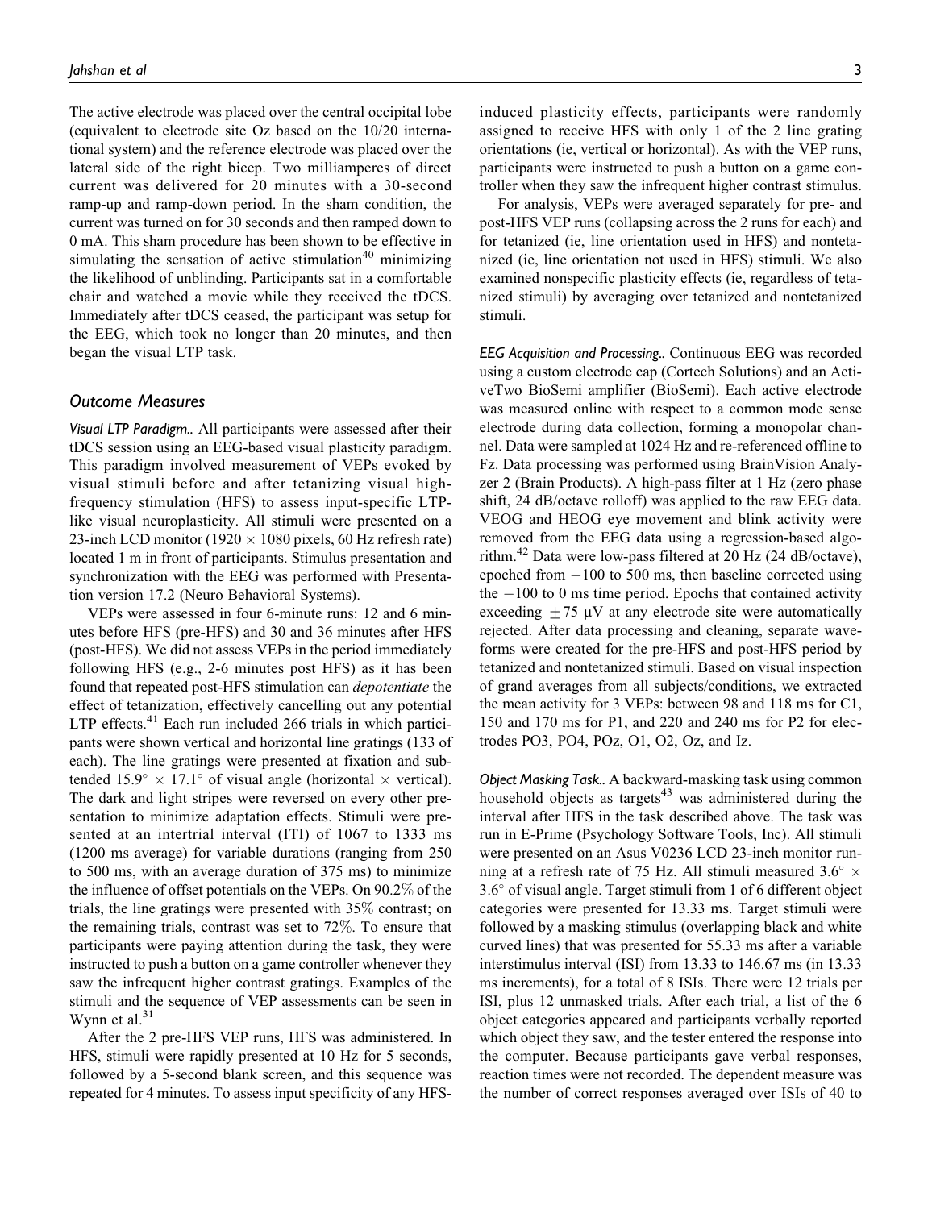The active electrode was placed over the central occipital lobe (equivalent to electrode site Oz based on the 10/20 international system) and the reference electrode was placed over the lateral side of the right bicep. Two milliamperes of direct current was delivered for 20 minutes with a 30-second ramp-up and ramp-down period. In the sham condition, the current was turned on for 30 seconds and then ramped down to 0 mA. This sham procedure has been shown to be effective in simulating the sensation of active stimulation[40] minimizing the likelihood of unblinding. Participants sat in a comfortable chair and watched a movie while they received the tDCS. Immediately after tDCS ceased, the participant was setup for the EEG, which took no longer than 20 minutes, and then began the visual LTP task.

### Outcome Measures

*Visual LTP Paradigm.*. All participants were assessed after their tDCS session using an EEG-based visual plasticity paradigm. This paradigm involved measurement of VEPs evoked by visual stimuli before and after tetanizing visual high-frequency stimulation (HFS) to assess input-specific LTP-like visual neuroplasticity. All stimuli were presented on a 23-inch LCD monitor (1920 × 1080 pixels, 60 Hz refresh rate) located 1 m in front of participants. Stimulus presentation and synchronization with the EEG was performed with Presentation version 17.2 (Neuro Behavioral Systems).

VEPs were assessed in four 6-minute runs: 12 and 6 minutes before HFS (pre-HFS) and 30 and 36 minutes after HFS (post-HFS). We did not assess VEPs in the period immediately following HFS (e.g., 2-6 minutes post HFS) as it has been found that repeated post-HFS stimulation can *depotentiate* the effect of tetanization, effectively cancelling out any potential LTP effects.[41] Each run included 266 trials in which participants were shown vertical and horizontal line gratings (133 of each). The line gratings were presented at fixation and subtended 15.9° × 17.1° of visual angle (horizontal × vertical). The dark and light stripes were reversed on every other presentation to minimize adaptation effects. Stimuli were presented at an intertrial interval (ITI) of 1067 to 1333 ms (1200 ms average) for variable durations (ranging from 250 to 500 ms, with an average duration of 375 ms) to minimize the influence of offset potentials on the VEPs. On 90.2% of the trials, the line gratings were presented with 35% contrast; on the remaining trials, contrast was set to 72%. To ensure that participants were paying attention during the task, they were instructed to push a button on a game controller whenever they saw the infrequent higher contrast gratings. Examples of the stimuli and the sequence of VEP assessments can be seen in Wynn et al.[31]

After the 2 pre-HFS VEP runs, HFS was administered. In HFS, stimuli were rapidly presented at 10 Hz for 5 seconds, followed by a 5-second blank screen, and this sequence was repeated for 4 minutes. To assess input specificity of any HFS-induced plasticity effects, participants were randomly assigned to receive HFS with only 1 of the 2 line grating orientations (ie, vertical or horizontal). As with the VEP runs, participants were instructed to push a button on a game controller when they saw the infrequent higher contrast stimulus.

For analysis, VEPs were averaged separately for pre- and post-HFS VEP runs (collapsing across the 2 runs for each) and for tetanized (ie, line orientation used in HFS) and nontetanized (ie, line orientation not used in HFS) stimuli. We also examined nonspecific plasticity effects (ie, regardless of tetanized stimuli) by averaging over tetanized and nontetanized stimuli.

*EEG Acquisition and Processing.*. Continuous EEG was recorded using a custom electrode cap (Cortech Solutions) and an ActiveTwo BioSemi amplifier (BioSemi). Each active electrode was measured online with respect to a common mode sense electrode during data collection, forming a monopolar channel. Data were sampled at 1024 Hz and re-referenced offline to Fz. Data processing was performed using BrainVision Analyzer 2 (Brain Products). A high-pass filter at 1 Hz (zero phase shift, 24 dB/octave rolloff) was applied to the raw EEG data. VEOG and HEOG eye movement and blink activity were removed from the EEG data using a regression-based algorithm.[42] Data were low-pass filtered at 20 Hz (24 dB/octave), epoched from −100 to 500 ms, then baseline corrected using the −100 to 0 ms time period. Epochs that contained activity exceeding ±75 μV at any electrode site were automatically rejected. After data processing and cleaning, separate waveforms were created for the pre-HFS and post-HFS period by tetanized and nontetanized stimuli. Based on visual inspection of grand averages from all subjects/conditions, we extracted the mean activity for 3 VEPs: between 98 and 118 ms for C1, 150 and 170 ms for P1, and 220 and 240 ms for P2 for electrodes PO3, PO4, POz, O1, O2, Oz, and Iz.

*Object Masking Task.*. A backward-masking task using common household objects as targets[43] was administered during the interval after HFS in the task described above. The task was run in E-Prime (Psychology Software Tools, Inc). All stimuli were presented on an Asus V0236 LCD 23-inch monitor running at a refresh rate of 75 Hz. All stimuli measured 3.6° × 3.6° of visual angle. Target stimuli from 1 of 6 different object categories were presented for 13.33 ms. Target stimuli were followed by a masking stimulus (overlapping black and white curved lines) that was presented for 55.33 ms after a variable interstimulus interval (ISI) from 13.33 to 146.67 ms (in 13.33 ms increments), for a total of 8 ISIs. There were 12 trials per ISI, plus 12 unmasked trials. After each trial, a list of the 6 object categories appeared and participants verbally reported which object they saw, and the tester entered the response into the computer. Because participants gave verbal responses, reaction times were not recorded. The dependent measure was the number of correct responses averaged over ISIs of 40 to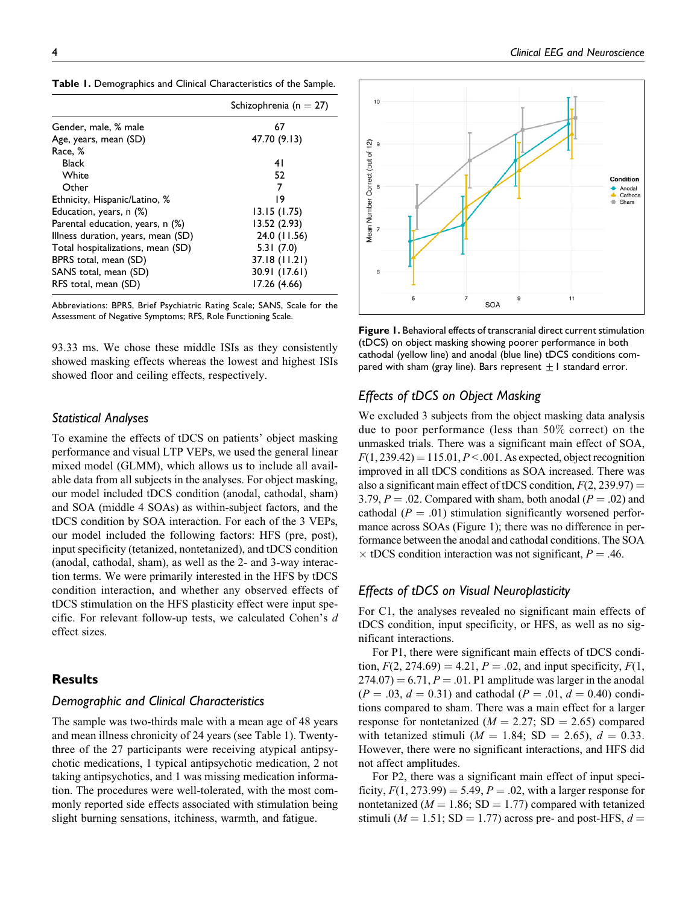**Table 1.** Demographics and Clinical Characteristics of the Sample.

| | Schizophrenia (n = 27) |
|---|---|
| Gender, male, % male | 67 |
| Age, years, mean (SD) | 47.70 (9.13) |
| Race, % | |
| Black | 41 |
| White | 52 |
| Other | 7 |
| Ethnicity, Hispanic/Latino, % | 19 |
| Education, years, n (%) | 13.15 (1.75) |
| Parental education, years, n (%) | 13.52 (2.93) |
| Illness duration, years, mean (SD) | 24.0 (11.56) |
| Total hospitalizations, mean (SD) | 5.31 (7.0) |
| BPRS total, mean (SD) | 37.18 (11.21) |
| SANS total, mean (SD) | 30.91 (17.61) |
| RFS total, mean (SD) | 17.26 (4.66) |

Abbreviations: BPRS, Brief Psychiatric Rating Scale; SANS, Scale for the Assessment of Negative Symptoms; RFS, Role Functioning Scale.

93.33 ms. We chose these middle ISIs as they consistently showed masking effects whereas the lowest and highest ISIs showed floor and ceiling effects, respectively.

### Statistical Analyses

To examine the effects of tDCS on patients' object masking performance and visual LTP VEPs, we used the general linear mixed model (GLMM), which allows us to include all available data from all subjects in the analyses. For object masking, our model included tDCS condition (anodal, cathodal, sham) and SOA (middle 4 SOAs) as within-subject factors, and the tDCS condition by SOA interaction. For each of the 3 VEPs, our model included the following factors: HFS (pre, post), input specificity (tetanized, nontetanized), and tDCS condition (anodal, cathodal, sham), as well as the 2- and 3-way interaction terms. We were primarily interested in the HFS by tDCS condition interaction, and whether any observed effects of tDCS stimulation on the HFS plasticity effect were input specific. For relevant follow-up tests, we calculated Cohen's $d$ effect sizes.

## Results

### Demographic and Clinical Characteristics

The sample was two-thirds male with a mean age of 48 years and mean illness chronicity of 24 years (see Table 1). Twenty-three of the 27 participants were receiving atypical antipsychotic medications, 1 typical antipsychotic medication, 2 not taking antipsychotics, and 1 was missing medication information. The procedures were well-tolerated, with the most commonly reported side effects associated with stimulation being slight burning sensations, itchiness, warmth, and fatigue.

**Figure 1.** Behavioral effects of transcranial direct current stimulation (tDCS) on object masking showing poorer performance in both cathodal (yellow line) and anodal (blue line) tDCS conditions compared with sham (gray line). Bars represent ± 1 standard error.

### Effects of tDCS on Object Masking

We excluded 3 subjects from the object masking data analysis due to poor performance (less than 50% correct) on the unmasked trials. There was a significant main effect of SOA, $F(1, 239.42) = 115.01$, $P < .001$. As expected, object recognition improved in all tDCS conditions as SOA increased. There was also a significant main effect of tDCS condition, $F(2, 239.97) = 3.79$, $P = .02$. Compared with sham, both anodal ($P = .02$) and cathodal ($P = .01$) stimulation significantly worsened performance across SOAs (Figure 1); there was no difference in performance between the anodal and cathodal conditions. The SOA × tDCS condition interaction was not significant, $P = .46$.

### Effects of tDCS on Visual Neuroplasticity

For C1, the analyses revealed no significant main effects of tDCS condition, input specificity, or HFS, as well as no significant interactions.

For P1, there were significant main effects of tDCS condition, $F(2, 274.69) = 4.21$, $P = .02$, and input specificity, $F(1, 274.07) = 6.71$, $P = .01$. P1 amplitude was larger in the anodal ($P = .03$, $d = 0.31$) and cathodal ($P = .01$, $d = 0.40$) conditions compared with sham. There was a main effect for a larger response for nontetanized ($M = 2.27$; SD = 2.65) compared with tetanized stimuli ($M = 1.84$; SD = 2.65), $d = 0.33$. However, there were no significant interactions, and HFS did not affect amplitudes.

For P2, there was a significant main effect of input specificity, $F(1, 273.99) = 5.49$, $P = .02$, with a larger response for nontetanized ($M = 1.86$; SD = 1.77) compared with tetanized stimuli ($M = 1.51$; SD = 1.77) across pre- and post-HFS, $d =$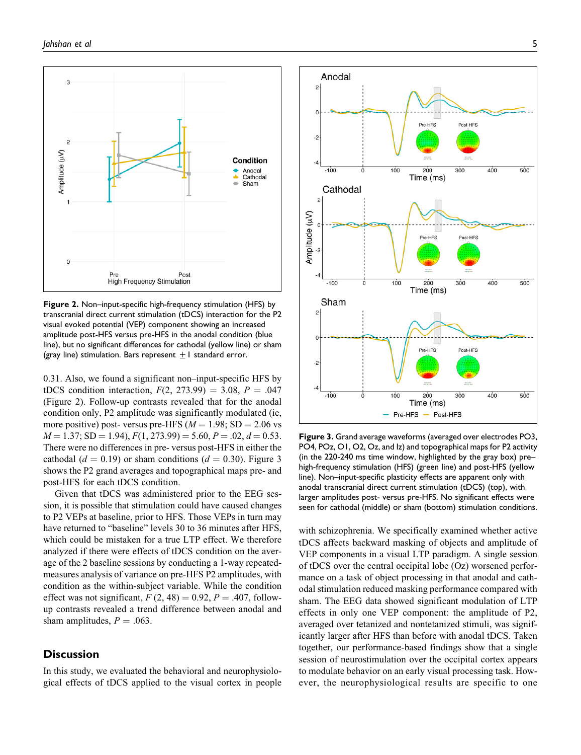**Figure 2.** Non–input-specific high-frequency stimulation (HFS) by transcranial direct current stimulation (tDCS) interaction for the P2 visual evoked potential (VEP) component showing an increased amplitude post-HFS versus pre-HFS in the anodal condition (blue line), but no significant differences for cathodal (yellow line) or sham (gray line) stimulation. Bars represent ±1 standard error.

0.31. Also, we found a significant non–input-specific HFS by tDCS condition interaction, $F(2, 273.99) = 3.08$, $P = .047$ (Figure 2). Follow-up contrasts revealed that for the anodal condition only, P2 amplitude was significantly modulated (ie, more positive) post- versus pre-HFS ($M = 1.98$; SD = 2.06 vs $M = 1.37$; SD = 1.94), $F(1, 273.99) = 5.60$, $P = .02$, $d = 0.53$. There were no differences in pre- versus post-HFS in either the cathodal ($d = 0.19$) or sham conditions ($d = 0.30$). Figure 3 shows the P2 grand averages and topographical maps pre- and post-HFS for each tDCS condition.

Given that tDCS was administered prior to the EEG session, it is possible that stimulation could have caused changes to P2 VEPs at baseline, prior to HFS. Those VEPs in turn may have returned to "baseline" levels 30 to 36 minutes after HFS, which could be mistaken for a true LTP effect. We therefore analyzed if there were effects of tDCS condition on the average of the 2 baseline sessions by conducting a 1-way repeated-measures analysis of variance on pre-HFS P2 amplitudes, with condition as the within-subject variable. While the condition effect was not significant, $F(2, 48) = 0.92$, $P = .407$, follow-up contrasts revealed a trend difference between anodal and sham amplitudes, $P = .063$.

**Figure 3.** Grand average waveforms (averaged over electrodes PO3, PO4, POz, O1, O2, Oz, and Iz) and topographical maps for P2 activity (in the 220-240 ms time window, highlighted by the gray box) pre–high-frequency stimulation (HFS) (green line) and post-HFS (yellow line). Non–input-specific plasticity effects are apparent only with anodal transcranial direct current stimulation (tDCS) (top), with larger amplitudes post- versus pre-HFS. No significant effects were seen for cathodal (middle) or sham (bottom) stimulation conditions.

## Discussion

In this study, we evaluated the behavioral and neurophysiological effects of tDCS applied to the visual cortex in people with schizophrenia. We specifically examined whether active tDCS affects backward masking of objects and amplitude of VEP components in a visual LTP paradigm. A single session of tDCS over the central occipital lobe (Oz) worsened performance on a task of object processing in that anodal and cathodal stimulation reduced masking performance compared with sham. The EEG data showed significant modulation of LTP effects in only one VEP component: the amplitude of P2, averaged over tetanized and nontetanized stimuli, was significantly larger after HFS than before with anodal tDCS. Taken together, our performance-based findings show that a single session of neurostimulation over the occipital cortex appears to modulate behavior on an early visual processing task. However, the neurophysiological results are specific to one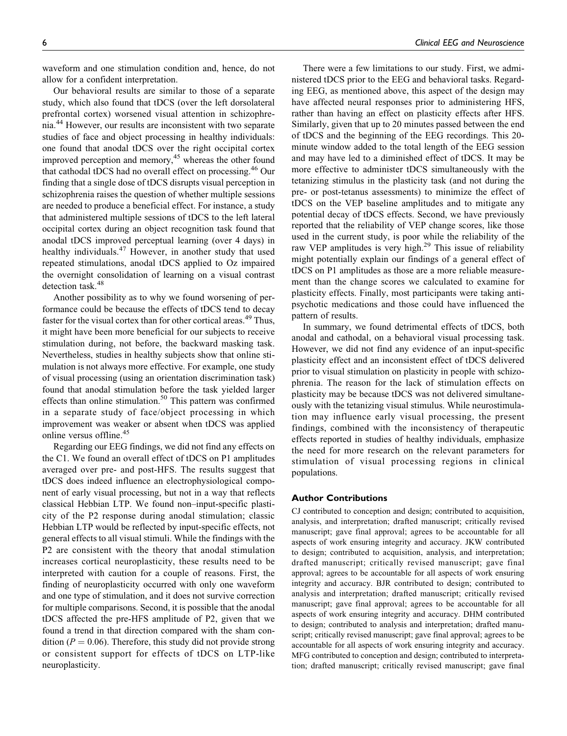waveform and one stimulation condition and, hence, do not allow for a confident interpretation.

Our behavioral results are similar to those of a separate study, which also found that tDCS (over the left dorsolateral prefrontal cortex) worsened visual attention in schizophrenia.[44] However, our results are inconsistent with two separate studies of face and object processing in healthy individuals: one found that anodal tDCS over the right occipital cortex improved perception and memory,[45] whereas the other found that cathodal tDCS had no overall effect on processing.[46] Our finding that a single dose of tDCS disrupts visual perception in schizophrenia raises the question of whether multiple sessions are needed to produce a beneficial effect. For instance, a study that administered multiple sessions of tDCS to the left lateral occipital cortex during an object recognition task found that anodal tDCS improved perceptual learning (over 4 days) in healthy individuals.[47] However, in another study that used repeated stimulations, anodal tDCS applied to Oz impaired the overnight consolidation of learning on a visual contrast detection task.[48]

Another possibility as to why we found worsening of performance could be because the effects of tDCS tend to decay faster for the visual cortex than for other cortical areas.[49] Thus, it might have been more beneficial for our subjects to receive stimulation during, not before, the backward masking task. Nevertheless, studies in healthy subjects show that online stimulation is not always more effective. For example, one study of visual processing (using an orientation discrimination task) found that anodal stimulation before the task yielded larger effects than online stimulation.[50] This pattern was confirmed in a separate study of face/object processing in which improvement was weaker or absent when tDCS was applied online versus offline.[45]

Regarding our EEG findings, we did not find any effects on the C1. We found an overall effect of tDCS on P1 amplitudes averaged over pre- and post-HFS. The results suggest that tDCS does indeed influence an electrophysiological component of early visual processing, but not in a way that reflects classical Hebbian LTP. We found non–input-specific plasticity of the P2 response during anodal stimulation; classic Hebbian LTP would be reflected by input-specific effects, not general effects to all visual stimuli. While the findings with the P2 are consistent with the theory that anodal stimulation increases cortical neuroplasticity, these results need to be interpreted with caution for a couple of reasons. First, the finding of neuroplasticity occurred with only one waveform and one type of stimulation, and it does not survive correction for multiple comparisons. Second, it is possible that the anodal tDCS affected the pre-HFS amplitude of P2, given that we found a trend in that direction compared with the sham condition ($P = 0.06$). Therefore, this study did not provide strong or consistent support for effects of tDCS on LTP-like neuroplasticity.

There were a few limitations to our study. First, we administered tDCS prior to the EEG and behavioral tasks. Regarding EEG, as mentioned above, this aspect of the design may have affected neural responses prior to administering HFS, rather than having an effect on plasticity effects after HFS. Similarly, given that up to 20 minutes passed between the end of tDCS and the beginning of the EEG recordings. This 20-minute window added to the total length of the EEG session and may have led to a diminished effect of tDCS. It may be more effective to administer tDCS simultaneously with the tetanizing stimulus in the plasticity task (and not during the pre- or post-tetanus assessments) to minimize the effect of tDCS on the VEP baseline amplitudes and to mitigate any potential decay of tDCS effects. Second, we have previously reported that the reliability of VEP change scores, like those used in the current study, is poor while the reliability of the raw VEP amplitudes is very high.[29] This issue of reliability might potentially explain our findings of a general effect of tDCS on P1 amplitudes as those are a more reliable measurement than the change scores we calculated to examine for plasticity effects. Finally, most participants were taking antipsychotic medications and those could have influenced the pattern of results.

In summary, we found detrimental effects of tDCS, both anodal and cathodal, on a behavioral visual processing task. However, we did not find any evidence of an input-specific plasticity effect and an inconsistent effect of tDCS delivered prior to visual stimulation on plasticity in people with schizophrenia. The reason for the lack of stimulation effects on plasticity may be because tDCS was not delivered simultaneously with the tetanizing visual stimulus. While neurostimulation may influence early visual processing, the present findings, combined with the inconsistency of therapeutic effects reported in studies of healthy individuals, emphasize the need for more research on the relevant parameters for stimulation of visual processing regions in clinical populations.

### Author Contributions

CJ contributed to conception and design; contributed to acquisition, analysis, and interpretation; drafted manuscript; critically revised manuscript; gave final approval; agrees to be accountable for all aspects of work ensuring integrity and accuracy. JKW contributed to design; contributed to acquisition, analysis, and interpretation; drafted manuscript; critically revised manuscript; gave final approval; agrees to be accountable for all aspects of work ensuring integrity and accuracy. BJR contributed to design; contributed to analysis and interpretation; drafted manuscript; critically revised manuscript; gave final approval; agrees to be accountable for all aspects of work ensuring integrity and accuracy. DHM contributed to design; contributed to analysis and interpretation; drafted manuscript; critically revised manuscript; gave final approval; agrees to be accountable for all aspects of work ensuring integrity and accuracy. MFG contributed to conception and design; contributed to interpretation; drafted manuscript; critically revised manuscript; gave final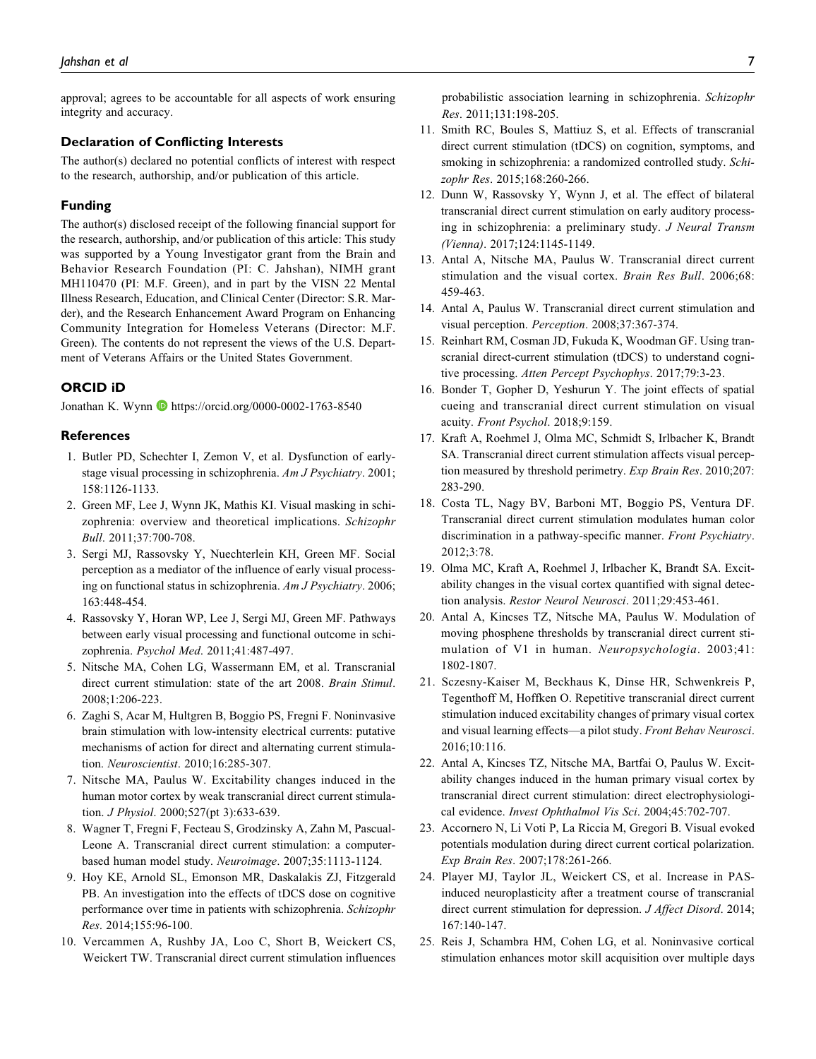approval; agrees to be accountable for all aspects of work ensuring integrity and accuracy.

### Declaration of Conflicting Interests

The author(s) declared no potential conflicts of interest with respect to the research, authorship, and/or publication of this article.

### Funding

The author(s) disclosed receipt of the following financial support for the research, authorship, and/or publication of this article: This study was supported by a Young Investigator grant from the Brain and Behavior Research Foundation (PI: C. Jahshan), NIMH grant MH110470 (PI: M.F. Green), and in part by the VISN 22 Mental Illness Research, Education, and Clinical Center (Director: S.R. Marder), and the Research Enhancement Award Program on Enhancing Community Integration for Homeless Veterans (Director: M.F. Green). The contents do not represent the views of the U.S. Department of Veterans Affairs or the United States Government.

### ORCID iD

Jonathan K. Wynn https://orcid.org/0000-0002-1763-8540

### References

1. Butler PD, Schechter I, Zemon V, et al. Dysfunction of early-stage visual processing in schizophrenia. *Am J Psychiatry*. 2001;158:1126-1133.
2. Green MF, Lee J, Wynn JK, Mathis KI. Visual masking in schizophrenia: overview and theoretical implications. *Schizophr Bull*. 2011;37:700-708.
3. Sergi MJ, Rassovsky Y, Nuechterlein KH, Green MF. Social perception as a mediator of the influence of early visual processing on functional status in schizophrenia. *Am J Psychiatry*. 2006;163:448-454.
4. Rassovsky Y, Horan WP, Lee J, Sergi MJ, Green MF. Pathways between early visual processing and functional outcome in schizophrenia. *Psychol Med*. 2011;41:487-497.
5. Nitsche MA, Cohen LG, Wassermann EM, et al. Transcranial direct current stimulation: state of the art 2008. *Brain Stimul*. 2008;1:206-223.
6. Zaghi S, Acar M, Hultgren B, Boggio PS, Fregni F. Noninvasive brain stimulation with low-intensity electrical currents: putative mechanisms of action for direct and alternating current stimulation. *Neuroscientist*. 2010;16:285-307.
7. Nitsche MA, Paulus W. Excitability changes induced in the human motor cortex by weak transcranial direct current stimulation. *J Physiol*. 2000;527(pt 3):633-639.
8. Wagner T, Fregni F, Fecteau S, Grodzinsky A, Zahn M, Pascual-Leone A. Transcranial direct current stimulation: a computer-based human model study. *Neuroimage*. 2007;35:1113-1124.
9. Hoy KE, Arnold SL, Emonson MR, Daskalakis ZJ, Fitzgerald PB. An investigation into the effects of tDCS dose on cognitive performance over time in patients with schizophrenia. *Schizophr Res*. 2014;155:96-100.
10. Vercammen A, Rushby JA, Loo C, Short B, Weickert CS, Weickert TW. Transcranial direct current stimulation influences probabilistic association learning in schizophrenia. *Schizophr Res*. 2011;131:198-205.
11. Smith RC, Boules S, Mattiuz S, et al. Effects of transcranial direct current stimulation (tDCS) on cognition, symptoms, and smoking in schizophrenia: a randomized controlled study. *Schizophr Res*. 2015;168:260-266.
12. Dunn W, Rassovsky Y, Wynn J, et al. The effect of bilateral transcranial direct current stimulation on early auditory processing in schizophrenia: a preliminary study. *J Neural Transm (Vienna)*. 2017;124:1145-1149.
13. Antal A, Nitsche MA, Paulus W. Transcranial direct current stimulation and the visual cortex. *Brain Res Bull*. 2006;68:459-463.
14. Antal A, Paulus W. Transcranial direct current stimulation and visual perception. *Perception*. 2008;37:367-374.
15. Reinhart RM, Cosman JD, Fukuda K, Woodman GF. Using transcranial direct-current stimulation (tDCS) to understand cognitive processing. *Atten Percept Psychophys*. 2017;79:3-23.
16. Bonder T, Gopher D, Yeshurun Y. The joint effects of spatial cueing and transcranial direct current stimulation on visual acuity. *Front Psychol*. 2018;9:159.
17. Kraft A, Roehmel J, Olma MC, Schmidt S, Irlbacher K, Brandt SA. Transcranial direct current stimulation affects visual perception measured by threshold perimetry. *Exp Brain Res*. 2010;207:283-290.
18. Costa TL, Nagy BV, Barboni MT, Boggio PS, Ventura DF. Transcranial direct current stimulation modulates human color discrimination in a pathway-specific manner. *Front Psychiatry*. 2012;3:78.
19. Olma MC, Kraft A, Roehmel J, Irlbacher K, Brandt SA. Excitability changes in the visual cortex quantified with signal detection analysis. *Restor Neurol Neurosci*. 2011;29:453-461.
20. Antal A, Kincses TZ, Nitsche MA, Paulus W. Modulation of moving phosphene thresholds by transcranial direct current stimulation of V1 in human. *Neuropsychologia*. 2003;41:1802-1807.
21. Sczesny-Kaiser M, Beckhaus K, Dinse HR, Schwenkreis P, Tegenthoff M, Hoffken O. Repetitive transcranial direct current stimulation induced excitability changes of primary visual cortex and visual learning effects—a pilot study. *Front Behav Neurosci*. 2016;10:116.
22. Antal A, Kincses TZ, Nitsche MA, Bartfai O, Paulus W. Excitability changes induced in the human primary visual cortex by transcranial direct current stimulation: direct electrophysiological evidence. *Invest Ophthalmol Vis Sci*. 2004;45:702-707.
23. Accornero N, Li Voti P, La Riccia M, Gregori B. Visual evoked potentials modulation during direct current cortical polarization. *Exp Brain Res*. 2007;178:261-266.
24. Player MJ, Taylor JL, Weickert CS, et al. Increase in PAS-induced neuroplasticity after a treatment course of transcranial direct current stimulation for depression. *J Affect Disord*. 2014;167:140-147.
25. Reis J, Schambra HM, Cohen LG, et al. Noninvasive cortical stimulation enhances motor skill acquisition over multiple days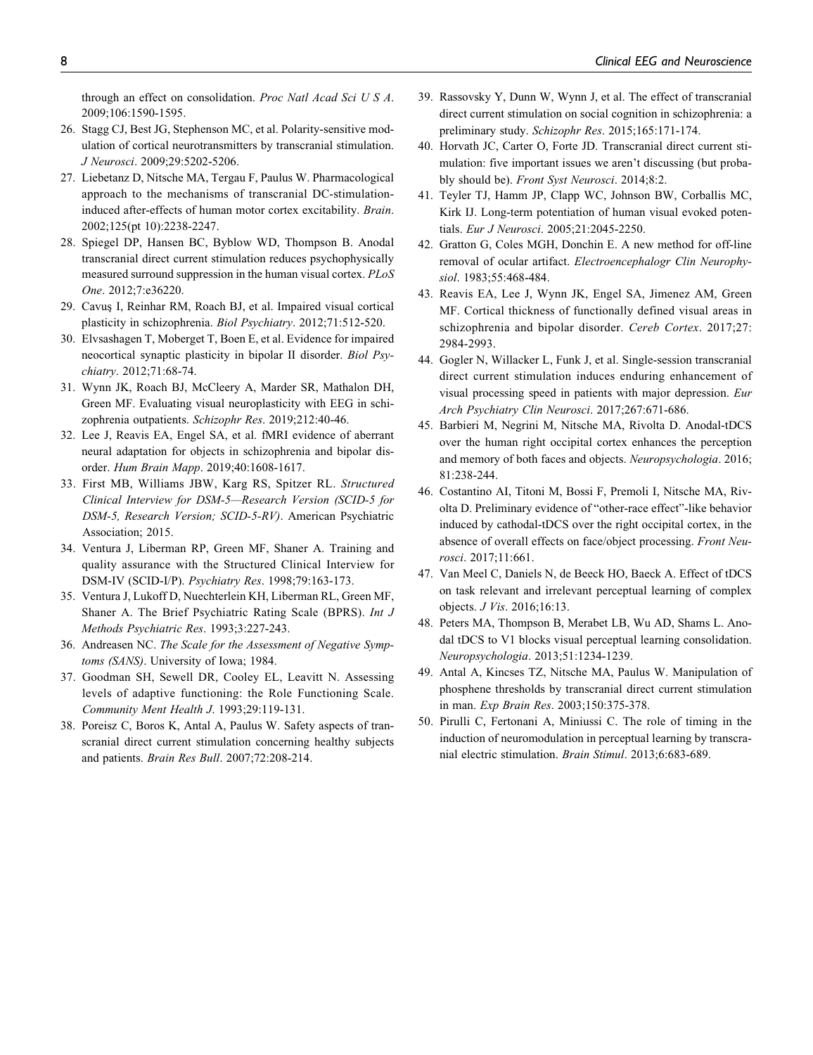through an effect on consolidation. *Proc Natl Acad Sci U S A*. 2009;106:1590-1595.

26. Stagg CJ, Best JG, Stephenson MC, et al. Polarity-sensitive modulation of cortical neurotransmitters by transcranial stimulation. *J Neurosci*. 2009;29:5202-5206.
27. Liebetanz D, Nitsche MA, Tergau F, Paulus W. Pharmacological approach to the mechanisms of transcranial DC-stimulation-induced after-effects of human motor cortex excitability. *Brain*. 2002;125(pt 10):2238-2247.
28. Spiegel DP, Hansen BC, Byblow WD, Thompson B. Anodal transcranial direct current stimulation reduces psychophysically measured surround suppression in the human visual cortex. *PLoS One*. 2012;7:e36220.
29. Cavuş I, Reinhar RM, Roach BJ, et al. Impaired visual cortical plasticity in schizophrenia. *Biol Psychiatry*. 2012;71:512-520.
30. Elvsashagen T, Moberget T, Boen E, et al. Evidence for impaired neocortical synaptic plasticity in bipolar II disorder. *Biol Psychiatry*. 2012;71:68-74.
31. Wynn JK, Roach BJ, McCleery A, Marder SR, Mathalon DH, Green MF. Evaluating visual neuroplasticity with EEG in schizophrenia outpatients. *Schizophr Res*. 2019;212:40-46.
32. Lee J, Reavis EA, Engel SA, et al. fMRI evidence of aberrant neural adaptation for objects in schizophrenia and bipolar disorder. *Hum Brain Mapp*. 2019;40:1608-1617.
33. First MB, Williams JBW, Karg RS, Spitzer RL. *Structured Clinical Interview for DSM-5—Research Version (SCID-5 for DSM-5, Research Version; SCID-5-RV)*. American Psychiatric Association; 2015.
34. Ventura J, Liberman RP, Green MF, Shaner A. Training and quality assurance with the Structured Clinical Interview for DSM-IV (SCID-I/P). *Psychiatry Res*. 1998;79:163-173.
35. Ventura J, Lukoff D, Nuechterlein KH, Liberman RL, Green MF, Shaner A. The Brief Psychiatric Rating Scale (BPRS). *Int J Methods Psychiatric Res*. 1993;3:227-243.
36. Andreasen NC. *The Scale for the Assessment of Negative Symptoms (SANS)*. University of Iowa; 1984.
37. Goodman SH, Sewell DR, Cooley EL, Leavitt N. Assessing levels of adaptive functioning: the Role Functioning Scale. *Community Ment Health J*. 1993;29:119-131.
38. Poreisz C, Boros K, Antal A, Paulus W. Safety aspects of transcranial direct current stimulation concerning healthy subjects and patients. *Brain Res Bull*. 2007;72:208-214.
39. Rassovsky Y, Dunn W, Wynn J, et al. The effect of transcranial direct current stimulation on social cognition in schizophrenia: a preliminary study. *Schizophr Res*. 2015;165:171-174.
40. Horvath JC, Carter O, Forte JD. Transcranial direct current stimulation: five important issues we aren't discussing (but probably should be). *Front Syst Neurosci*. 2014;8:2.
41. Teyler TJ, Hamm JP, Clapp WC, Johnson BW, Corballis MC, Kirk IJ. Long-term potentiation of human visual evoked potentials. *Eur J Neurosci*. 2005;21:2045-2250.
42. Gratton G, Coles MGH, Donchin E. A new method for off-line removal of ocular artifact. *Electroencephalogr Clin Neurophysiol*. 1983;55:468-484.
43. Reavis EA, Lee J, Wynn JK, Engel SA, Jimenez AM, Green MF. Cortical thickness of functionally defined visual areas in schizophrenia and bipolar disorder. *Cereb Cortex*. 2017;27:2984-2993.
44. Gogler N, Willacker L, Funk J, et al. Single-session transcranial direct current stimulation induces enduring enhancement of visual processing speed in patients with major depression. *Eur Arch Psychiatry Clin Neurosci*. 2017;267:671-686.
45. Barbieri M, Negrini M, Nitsche MA, Rivolta D. Anodal-tDCS over the human right occipital cortex enhances the perception and memory of both faces and objects. *Neuropsychologia*. 2016;81:238-244.
46. Costantino AI, Titoni M, Bossi F, Premoli I, Nitsche MA, Rivolta D. Preliminary evidence of "other-race effect"-like behavior induced by cathodal-tDCS over the right occipital cortex, in the absence of overall effects on face/object processing. *Front Neurosci*. 2017;11:661.
47. Van Meel C, Daniels N, de Beeck HO, Baeck A. Effect of tDCS on task relevant and irrelevant perceptual learning of complex objects. *J Vis*. 2016;16:13.
48. Peters MA, Thompson B, Merabet LB, Wu AD, Shams L. Anodal tDCS to V1 blocks visual perceptual learning consolidation. *Neuropsychologia*. 2013;51:1234-1239.
49. Antal A, Kincses TZ, Nitsche MA, Paulus W. Manipulation of phosphene thresholds by transcranial direct current stimulation in man. *Exp Brain Res*. 2003;150:375-378.
50. Pirulli C, Fertonani A, Miniussi C. The role of timing in the induction of neuromodulation in perceptual learning by transcranial electric stimulation. *Brain Stimul*. 2013;6:683-689.